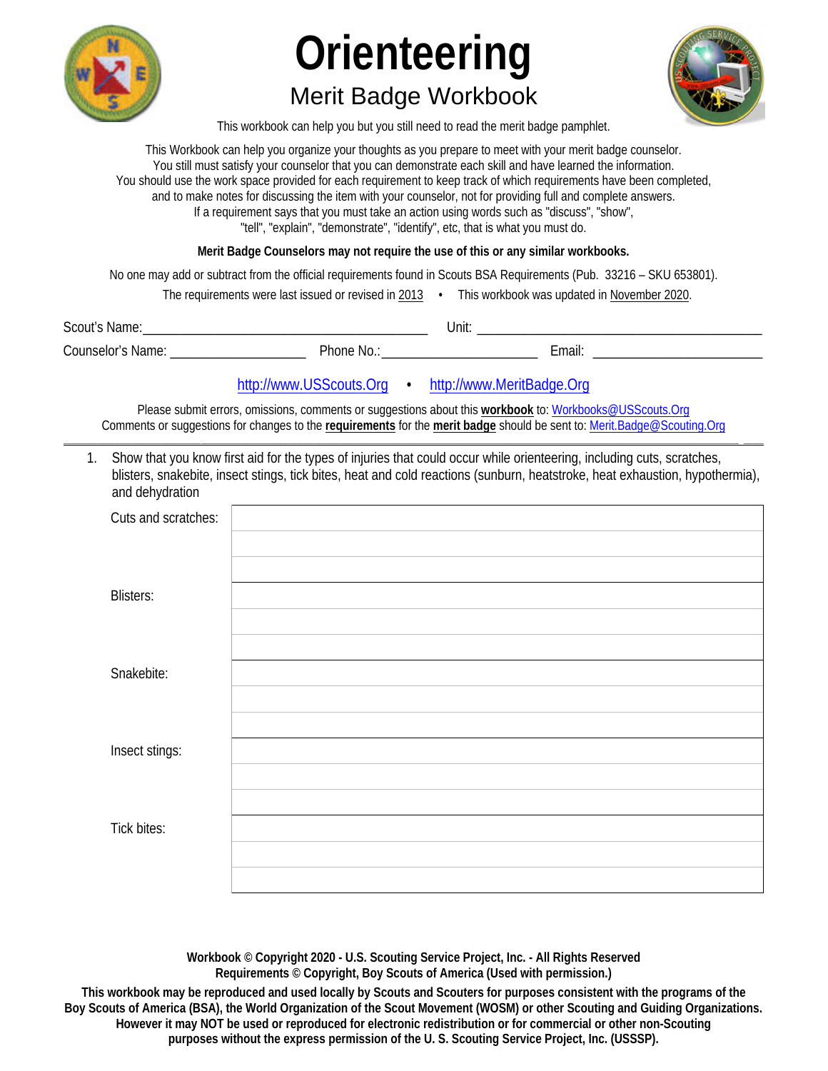# Orienteering

## Merit Badge Workbook

This workbook can help you but you still need to read the merit badge pamphlet.

This Workbook can help you organize your thoughts as you prepare to meet with your merit badge counselor.
You still must satisfy your counselor that you can demonstrate each skill and have learned the information.
You should use the work space provided for each requirement to keep track of which requirements have been completed,
and to make notes for discussing the item with your counselor, not for providing full and complete answers.
If a requirement says that you must take an action using words such as "discuss", "show",
"tell", "explain", "demonstrate", "identify", etc, that is what you must do.

**Merit Badge Counselors may not require the use of this or any similar workbooks.**

No one may add or subtract from the official requirements found in Scouts BSA Requirements (Pub. 33216 – SKU 653801).

The requirements were last issued or revised in 2013 • This workbook was updated in November 2020.

Scout's Name:________________________________________ Unit: ________________________________________

Counselor's Name: ___________________ Phone No.:______________________ Email: ________________________

http://www.USScouts.Org • http://www.MeritBadge.Org

Please submit errors, omissions, comments or suggestions about this **workbook** to: Workbooks@USScouts.Org
Comments or suggestions for changes to the **requirements** for the **merit badge** should be sent to: Merit.Badge@Scouting.Org

---

1. Show that you know first aid for the types of injuries that could occur while orienteering, including cuts, scratches, blisters, snakebite, insect stings, tick bites, heat and cold reactions (sunburn, heatstroke, heat exhaustion, hypothermia), and dehydration

| | |
|---|---|
| Cuts and scratches: | |
| | |
| | |
| Blisters: | |
| | |
| | |
| Snakebite: | |
| | |
| | |
| Insect stings: | |
| | |
| | |
| Tick bites: | |
| | |
| | |

**Workbook © Copyright 2020 - U.S. Scouting Service Project, Inc. - All Rights Reserved**
**Requirements © Copyright, Boy Scouts of America (Used with permission.)**

**This workbook may be reproduced and used locally by Scouts and Scouters for purposes consistent with the programs of the Boy Scouts of America (BSA), the World Organization of the Scout Movement (WOSM) or other Scouting and Guiding Organizations. However it may NOT be used or reproduced for electronic redistribution or for commercial or other non-Scouting purposes without the express permission of the U. S. Scouting Service Project, Inc. (USSSP).**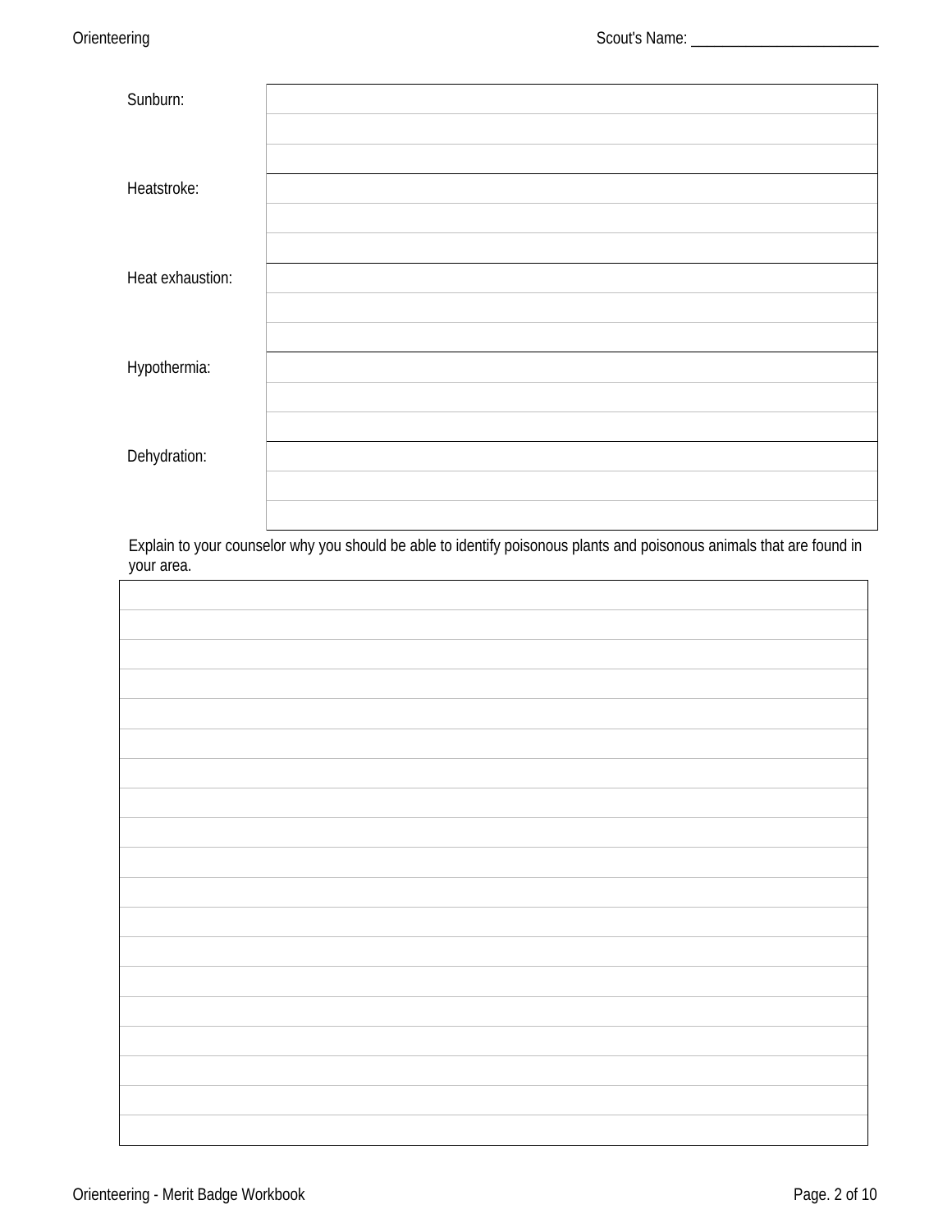Scout's Name: ________________________

| | |
|---|---|
| Sunburn: | |
| | |
| | |
| Heatstroke: | |
| | |
| | |
| Heat exhaustion: | |
| | |
| | |
| Hypothermia: | |
| | |
| | |
| Dehydration: | |
| | |
| | |

Explain to your counselor why you should be able to identify poisonous plants and poisonous animals that are found in your area.

| |
|---|
| |
| |
| |
| |
| |
| |
| |
| |
| |
| |
| |
| |
| |
| |
| |
| |
| |
| |
| |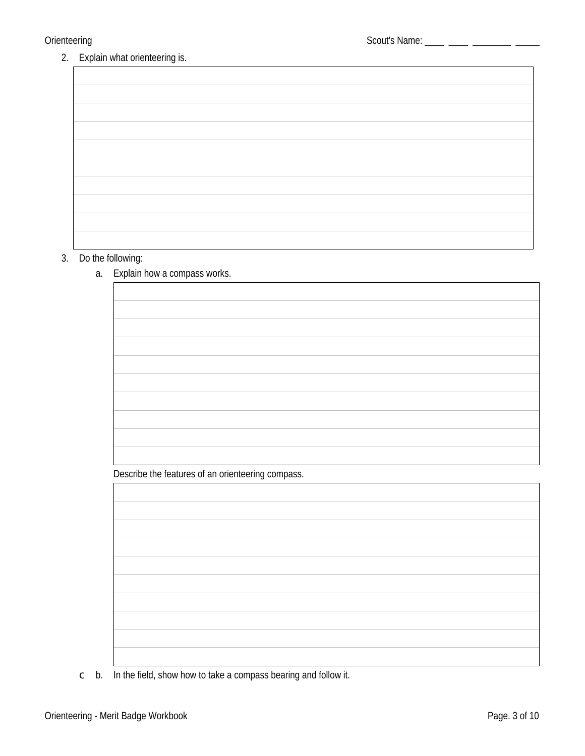2. Explain what orienteering is.

3. Do the following:

   a. Explain how a compass works.

   Describe the features of an orienteering compass.

   b. In the field, show how to take a compass bearing and follow it.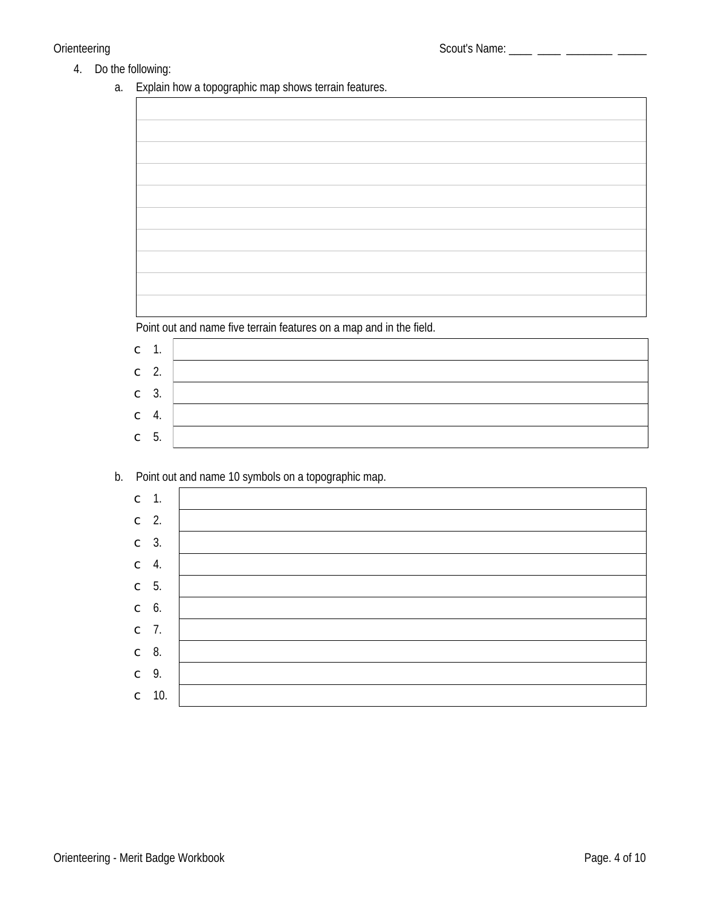4. Do the following:

   a. Explain how a topographic map shows terrain features.

| |
|---|
| |
| |
| |
| |
| |
| |
| |
| |
| |
| |

   Point out and name five terrain features on a map and in the field.

| | |
|---|---|
| ❍ 1. | |
| ❍ 2. | |
| ❍ 3. | |
| ❍ 4. | |
| ❍ 5. | |

   b. Point out and name 10 symbols on a topographic map.

| | |
|---|---|
| ❍ 1. | |
| ❍ 2. | |
| ❍ 3. | |
| ❍ 4. | |
| ❍ 5. | |
| ❍ 6. | |
| ❍ 7. | |
| ❍ 8. | |
| ❍ 9. | |
| ❍ 10. | |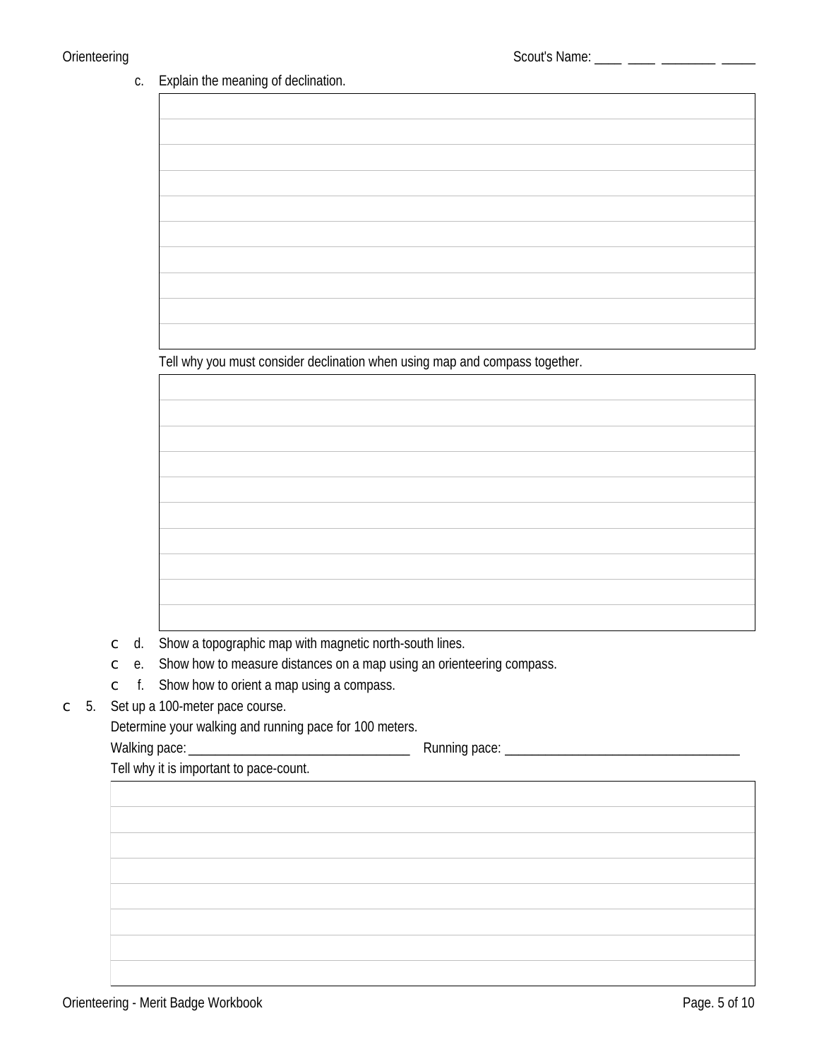c. Explain the meaning of declination.

Tell why you must consider declination when using map and compass together.

- [ ] d. Show a topographic map with magnetic north-south lines.
- [ ] e. Show how to measure distances on a map using an orienteering compass.
- [ ] f. Show how to orient a map using a compass.

- [ ] 5. Set up a 100-meter pace course.

Determine your walking and running pace for 100 meters.

Walking pace: ______________________________ Running pace: ______________________________

Tell why it is important to pace-count.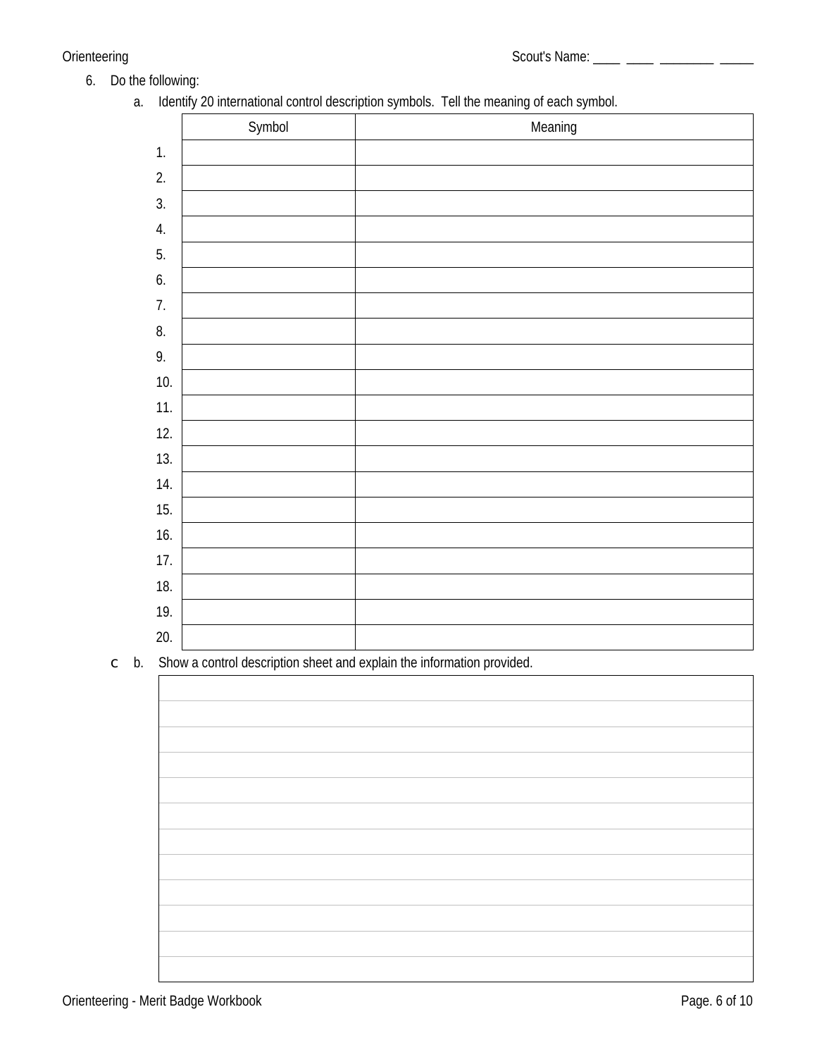6. Do the following:

   a. Identify 20 international control description symbols. Tell the meaning of each symbol.

|  | Symbol | Meaning |
|---|---|---|
| 1. | | |
| 2. | | |
| 3. | | |
| 4. | | |
| 5. | | |
| 6. | | |
| 7. | | |
| 8. | | |
| 9. | | |
| 10. | | |
| 11. | | |
| 12. | | |
| 13. | | |
| 14. | | |
| 15. | | |
| 16. | | |
| 17. | | |
| 18. | | |
| 19. | | |
| 20. | | |

   c b. Show a control description sheet and explain the information provided.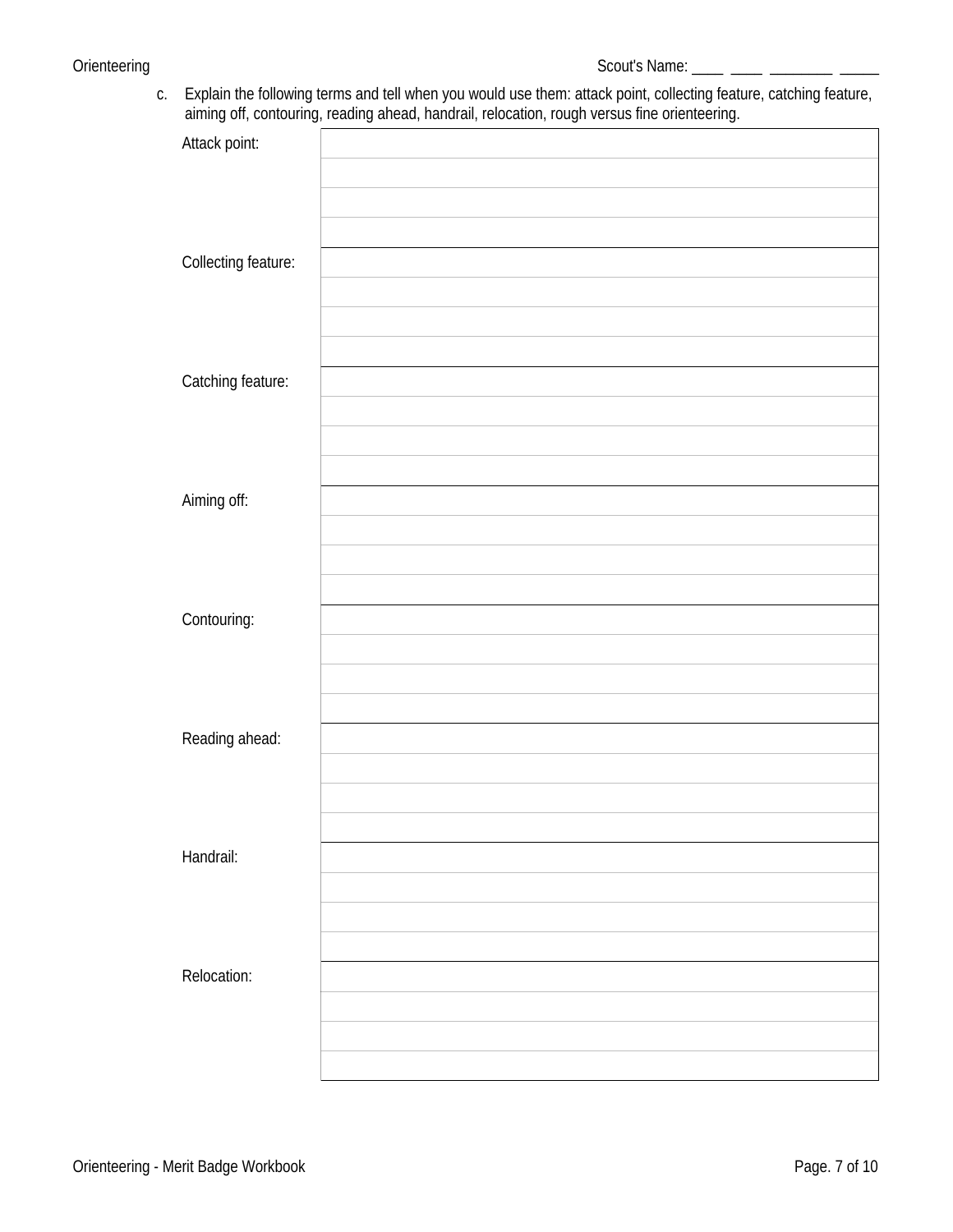c. Explain the following terms and tell when you would use them: attack point, collecting feature, catching feature, aiming off, contouring, reading ahead, handrail, relocation, rough versus fine orienteering.

| | |
|---|---|
| Attack point: | |
| | |
| | |
| | |
| Collecting feature: | |
| | |
| | |
| | |
| Catching feature: | |
| | |
| | |
| | |
| Aiming off: | |
| | |
| | |
| | |
| Contouring: | |
| | |
| | |
| | |
| Reading ahead: | |
| | |
| | |
| | |
| Handrail: | |
| | |
| | |
| | |
| Relocation: | |
| | |
| | |
| | |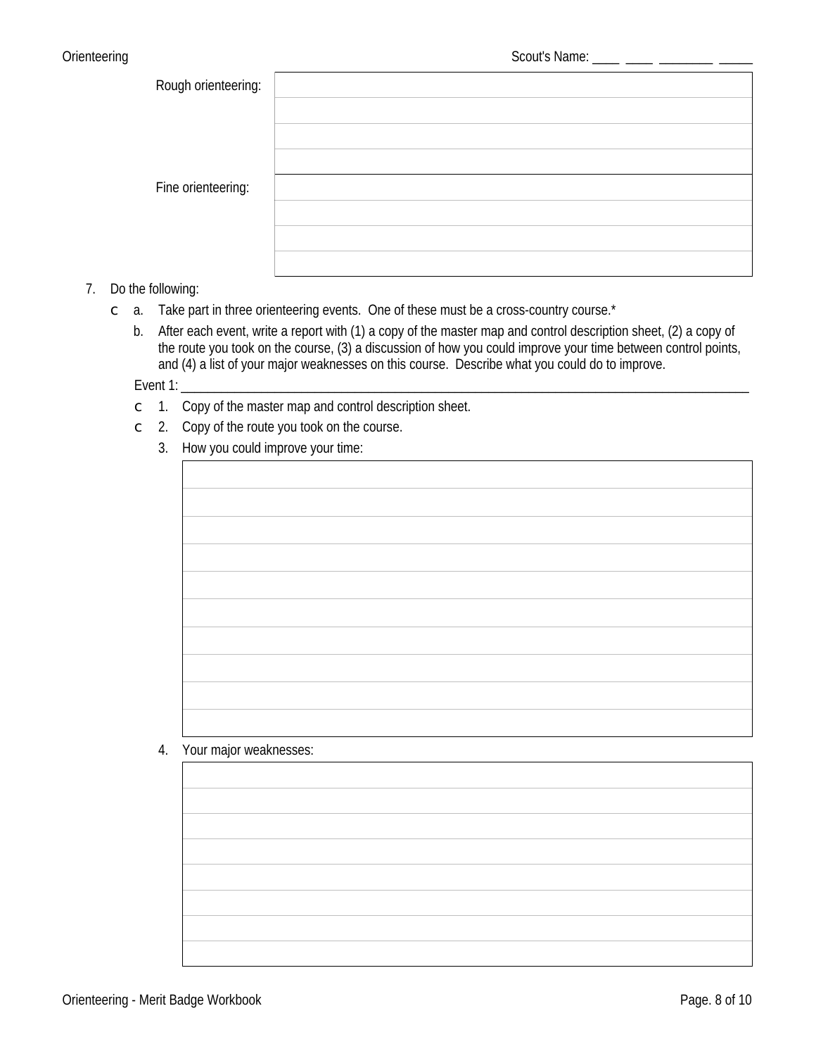Rough orienteering:

| |
|---|
| |
| |
| |
| |

Fine orienteering:

| |
|---|
| |
| |
| |
| |

7. Do the following:
   - [ ] a. Take part in three orienteering events. One of these must be a cross-country course.*
   - b. After each event, write a report with (1) a copy of the master map and control description sheet, (2) a copy of the route you took on the course, (3) a discussion of how you could improve your time between control points, and (4) a list of your major weaknesses on this course. Describe what you could do to improve.

   Event 1: ______________________________________________

   - [ ] 1. Copy of the master map and control description sheet.
   - [ ] 2. Copy of the route you took on the course.
   - 3. How you could improve your time:

| |
|---|
| |
| |
| |
| |
| |
| |
| |
| |
| |
| |

   - 4. Your major weaknesses:

| |
|---|
| |
| |
| |
| |
| |
| |
| |
| |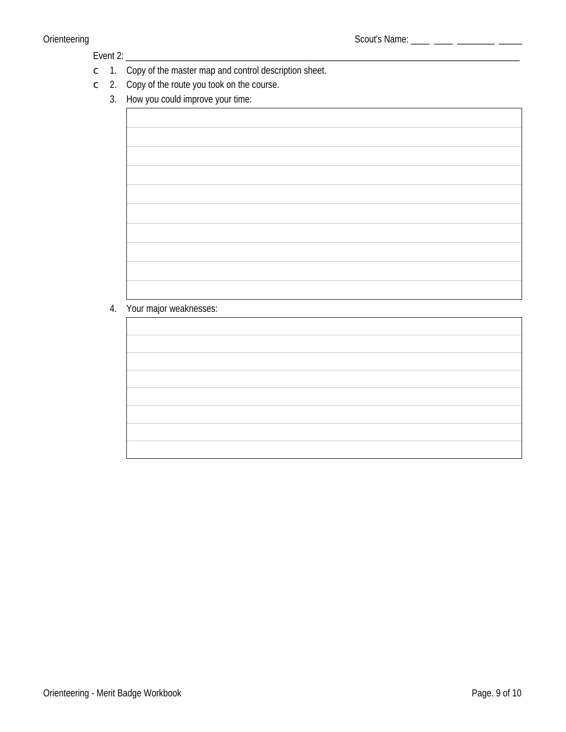Event 2: \_\_\_\_\_\_\_\_\_\_\_\_\_\_\_\_\_\_\_\_\_\_\_\_\_\_\_\_\_\_\_\_\_\_\_\_\_\_\_\_\_\_\_\_\_\_\_\_\_\_\_\_\_\_\_\_\_\_\_\_

- ☐ 1. Copy of the master map and control description sheet.
- ☐ 2. Copy of the route you took on the course.

3. How you could improve your time:

| |
|---|
| |
| |
| |
| |
| |
| |
| |
| |
| |
| |

4. Your major weaknesses:

| |
|---|
| |
| |
| |
| |
| |
| |
| |
| |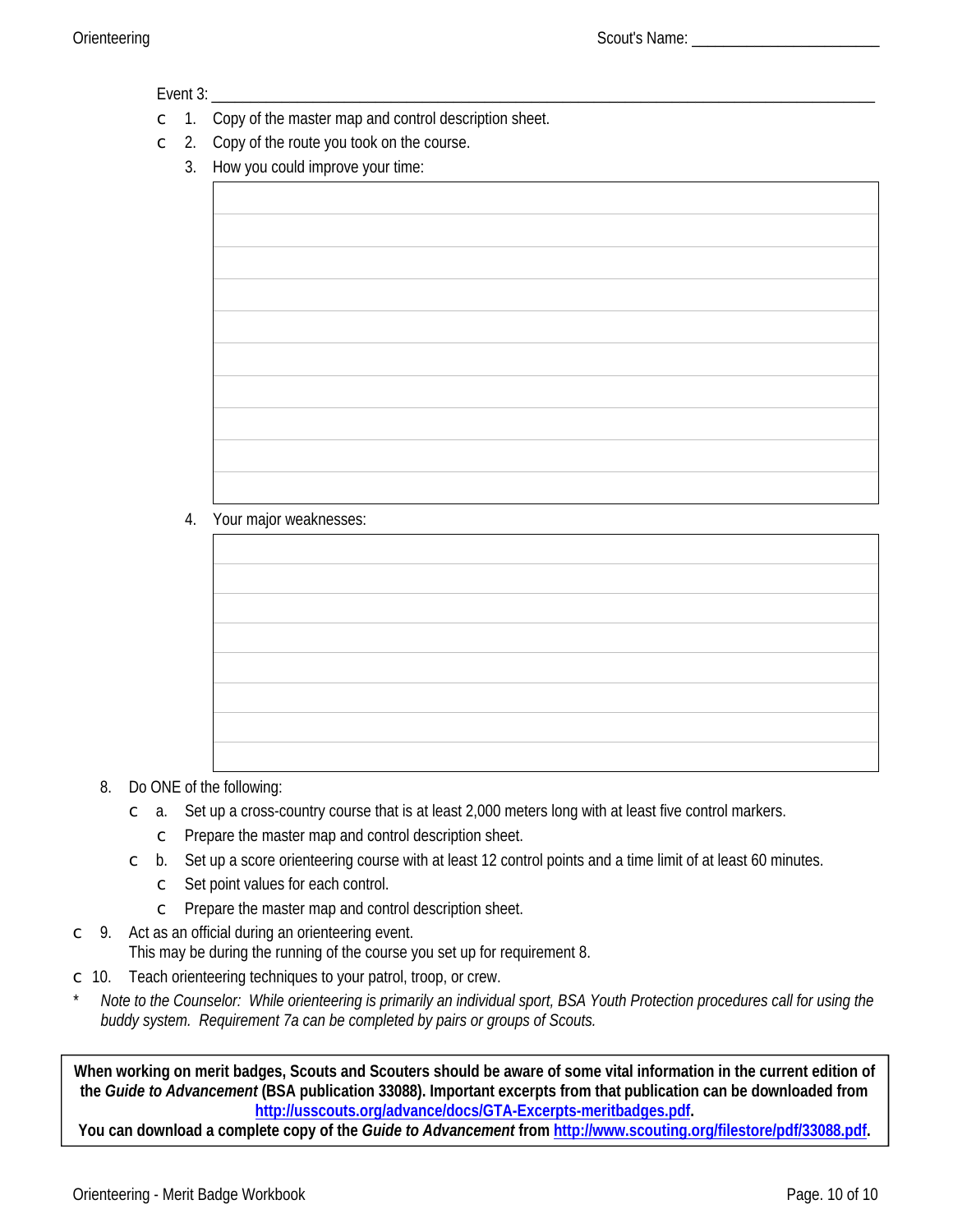Event 3: ______________________________________________________________________

- ☐ 1. Copy of the master map and control description sheet.
- ☐ 2. Copy of the route you took on the course.
- 3. How you could improve your time:

| |
|---|
| |
| |
| |
| |
| |
| |
| |
| |
| |

- 4. Your major weaknesses:

| |
|---|
| |
| |
| |
| |
| |
| |
| |
| |

8. Do ONE of the following:
   - ☐ a. Set up a cross-country course that is at least 2,000 meters long with at least five control markers.
     - ☐ Prepare the master map and control description sheet.
   - ☐ b. Set up a score orienteering course with at least 12 control points and a time limit of at least 60 minutes.
     - ☐ Set point values for each control.
     - ☐ Prepare the master map and control description sheet.

☐ 9. Act as an official during an orienteering event.
This may be during the running of the course you set up for requirement 8.

☐ 10. Teach orienteering techniques to your patrol, troop, or crew.

\* *Note to the Counselor: While orienteering is primarily an individual sport, BSA Youth Protection procedures call for using the buddy system. Requirement 7a can be completed by pairs or groups of Scouts.*

**When working on merit badges, Scouts and Scouters should be aware of some vital information in the current edition of the *Guide to Advancement* (BSA publication 33088). Important excerpts from that publication can be downloaded from [http://usscouts.org/advance/docs/GTA-Excerpts-meritbadges.pdf](http://usscouts.org/advance/docs/GTA-Excerpts-meritbadges.pdf).**
**You can download a complete copy of the *Guide to Advancement* from [http://www.scouting.org/filestore/pdf/33088.pdf](http://www.scouting.org/filestore/pdf/33088.pdf).**